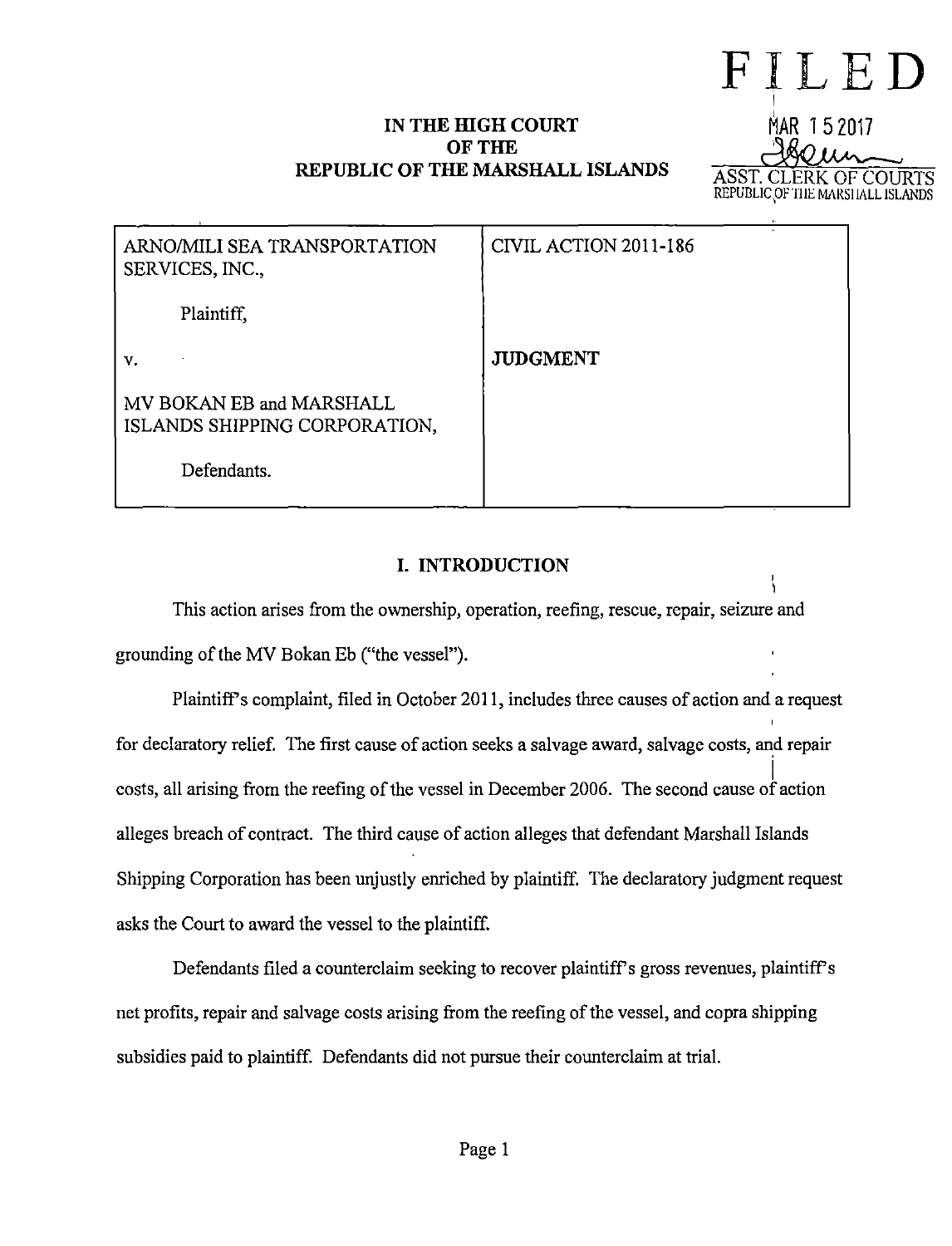**IN THE HIGH COURT**
**OF THE**
**REPUBLIC OF THE MARSHALL ISLANDS**

**FILED**
MAR 15 2017
ASST. CLERK OF COURTS
REPUBLIC OF THE MARSHALL ISLANDS

| | |
|---|---|
| ARNO/MILI SEA TRANSPORTATION SERVICES, INC.,<br><br>Plaintiff,<br><br>v.<br><br>MV BOKAN EB and MARSHALL ISLANDS SHIPPING CORPORATION,<br><br>Defendants. | CIVIL ACTION 2011-186<br><br><br><br>**JUDGMENT** |

## I. INTRODUCTION

This action arises from the ownership, operation, reefing, rescue, repair, seizure and grounding of the MV Bokan Eb ("the vessel").

Plaintiff's complaint, filed in October 2011, includes three causes of action and a request for declaratory relief. The first cause of action seeks a salvage award, salvage costs, and repair costs, all arising from the reefing of the vessel in December 2006. The second cause of action alleges breach of contract. The third cause of action alleges that defendant Marshall Islands Shipping Corporation has been unjustly enriched by plaintiff. The declaratory judgment request asks the Court to award the vessel to the plaintiff.

Defendants filed a counterclaim seeking to recover plaintiff's gross revenues, plaintiff's net profits, repair and salvage costs arising from the reefing of the vessel, and copra shipping subsidies paid to plaintiff. Defendants did not pursue their counterclaim at trial.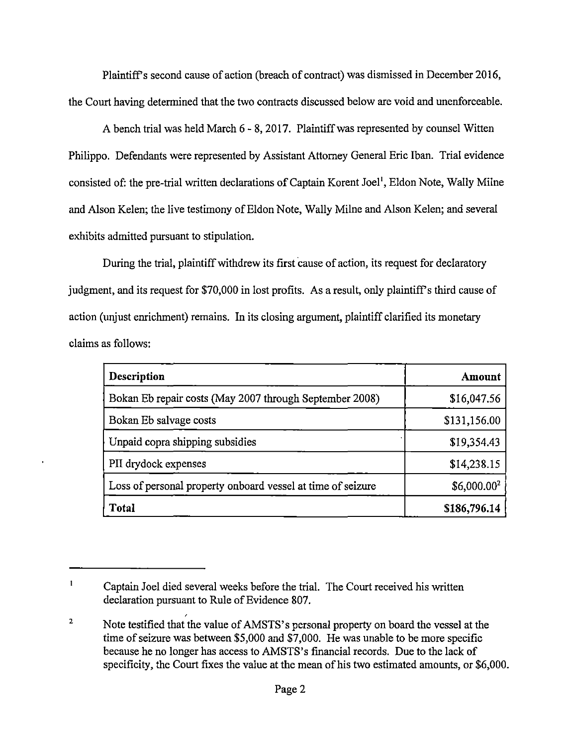Plaintiff's second cause of action (breach of contract) was dismissed in December 2016, the Court having determined that the two contracts discussed below are void and unenforceable.

A bench trial was held March 6 - 8, 2017. Plaintiff was represented by counsel Witten Philippo. Defendants were represented by Assistant Attorney General Eric Iban. Trial evidence consisted of: the pre-trial written declarations of Captain Korent Joel[1], Eldon Note, Wally Milne and Alson Kelen; the live testimony of Eldon Note, Wally Milne and Alson Kelen; and several exhibits admitted pursuant to stipulation.

During the trial, plaintiff withdrew its first cause of action, its request for declaratory judgment, and its request for $70,000 in lost profits. As a result, only plaintiff's third cause of action (unjust enrichment) remains. In its closing argument, plaintiff clarified its monetary claims as follows:

| **Description** | **Amount** |
|---|---:|
| Bokan Eb repair costs (May 2007 through September 2008) | $16,047.56 |
| Bokan Eb salvage costs | $131,156.00 |
| Unpaid copra shipping subsidies | $19,354.43 |
| PII drydock expenses | $14,238.15 |
| Loss of personal property onboard vessel at time of seizure | $6,000.00[2] |
| **Total** | **$186,796.14** |

---

[1] Captain Joel died several weeks before the trial. The Court received his written declaration pursuant to Rule of Evidence 807.

[2] Note testified that the value of AMSTS's personal property on board the vessel at the time of seizure was between $5,000 and $7,000. He was unable to be more specific because he no longer has access to AMSTS's financial records. Due to the lack of specificity, the Court fixes the value at the mean of his two estimated amounts, or $6,000.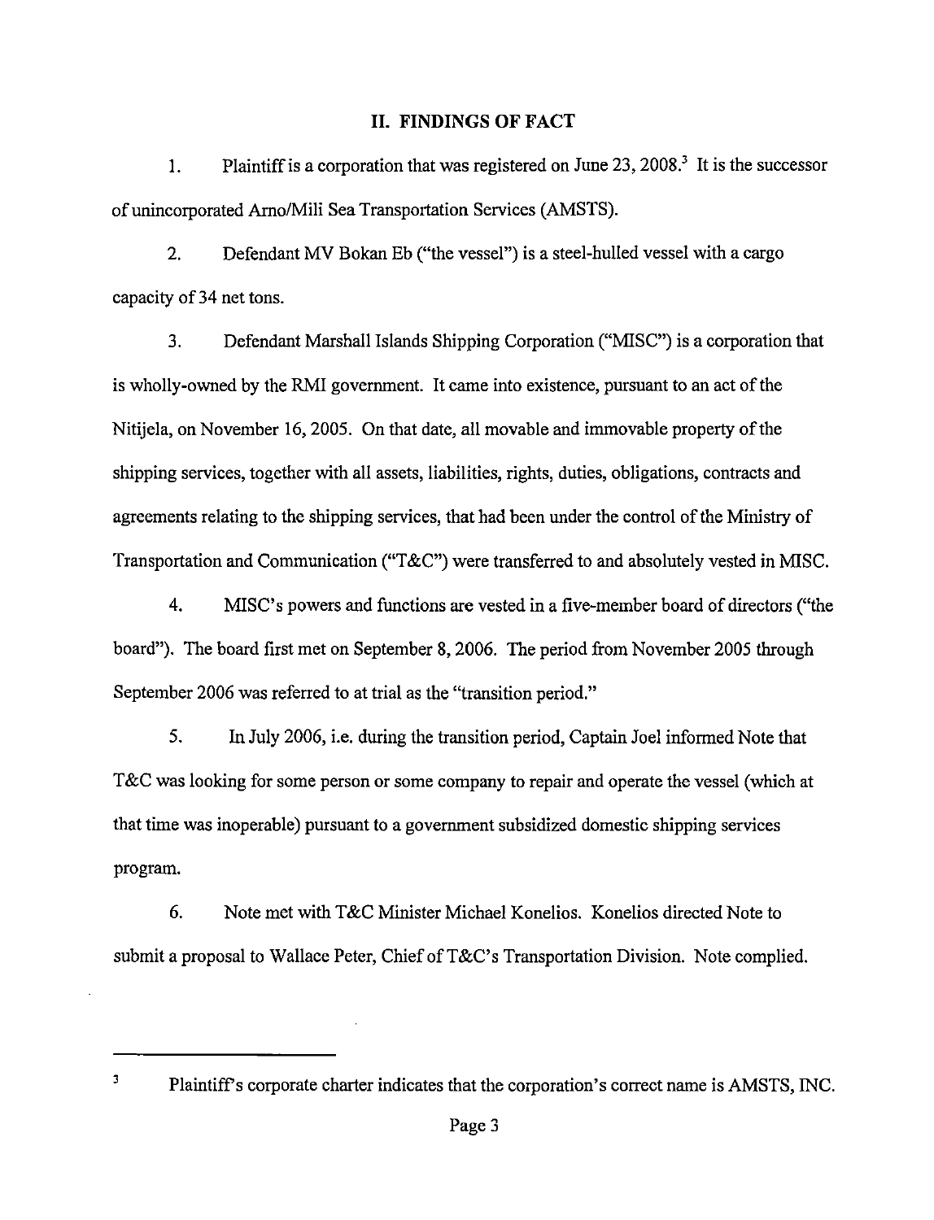## II. FINDINGS OF FACT

1. Plaintiff is a corporation that was registered on June 23, 2008.[3] It is the successor of unincorporated Arno/Mili Sea Transportation Services (AMSTS).

2. Defendant MV Bokan Eb ("the vessel") is a steel-hulled vessel with a cargo capacity of 34 net tons.

3. Defendant Marshall Islands Shipping Corporation ("MISC") is a corporation that is wholly-owned by the RMI government. It came into existence, pursuant to an act of the Nitijela, on November 16, 2005. On that date, all movable and immovable property of the shipping services, together with all assets, liabilities, rights, duties, obligations, contracts and agreements relating to the shipping services, that had been under the control of the Ministry of Transportation and Communication ("T&C") were transferred to and absolutely vested in MISC.

4. MISC's powers and functions are vested in a five-member board of directors ("the board"). The board first met on September 8, 2006. The period from November 2005 through September 2006 was referred to at trial as the "transition period."

5. In July 2006, i.e. during the transition period, Captain Joel informed Note that T&C was looking for some person or some company to repair and operate the vessel (which at that time was inoperable) pursuant to a government subsidized domestic shipping services program.

6. Note met with T&C Minister Michael Konelios. Konelios directed Note to submit a proposal to Wallace Peter, Chief of T&C's Transportation Division. Note complied.

---

[3] Plaintiff's corporate charter indicates that the corporation's correct name is AMSTS, INC.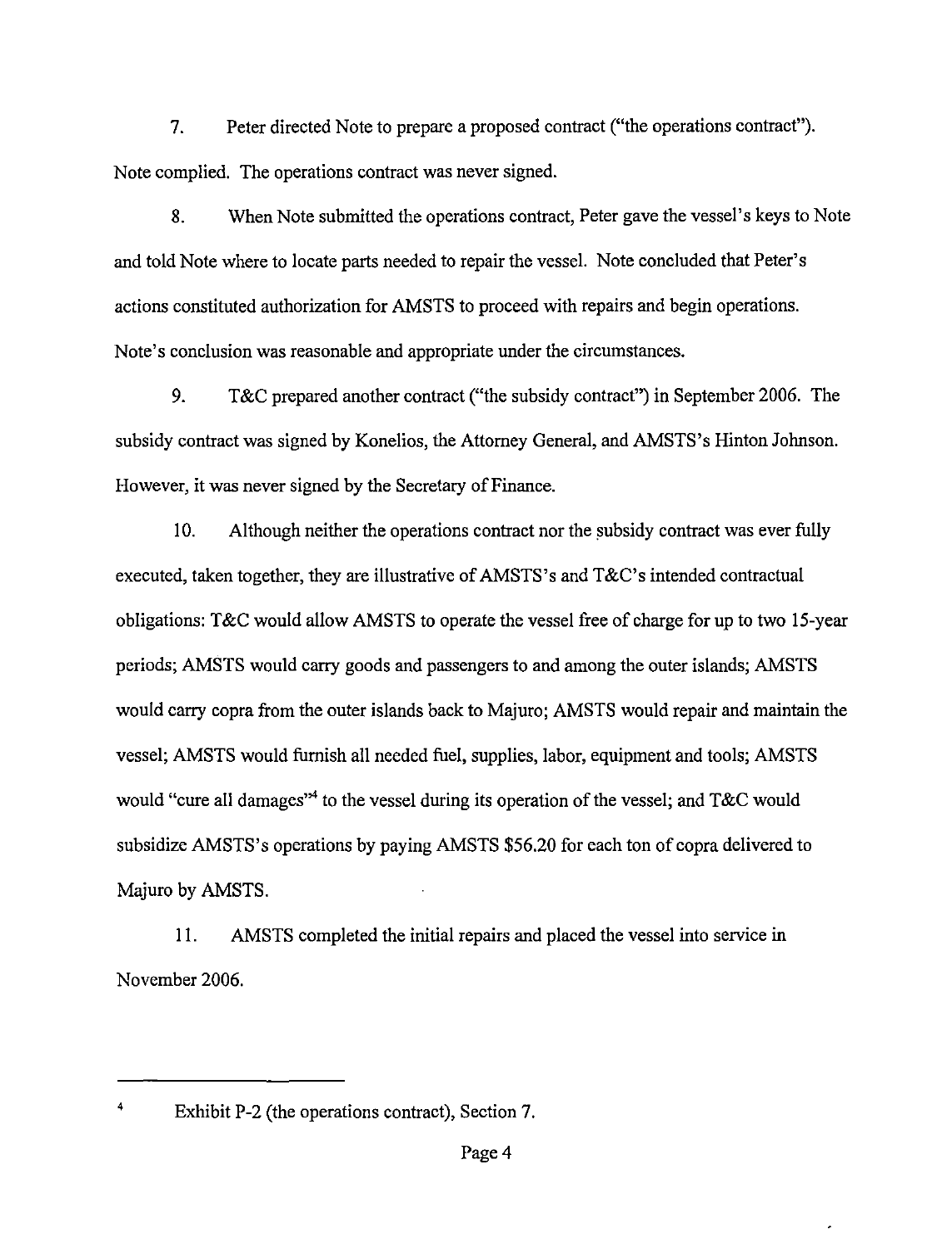7. Peter directed Note to prepare a proposed contract ("the operations contract"). Note complied. The operations contract was never signed.

8. When Note submitted the operations contract, Peter gave the vessel's keys to Note and told Note where to locate parts needed to repair the vessel. Note concluded that Peter's actions constituted authorization for AMSTS to proceed with repairs and begin operations. Note's conclusion was reasonable and appropriate under the circumstances.

9. T&C prepared another contract ("the subsidy contract") in September 2006. The subsidy contract was signed by Konelios, the Attorney General, and AMSTS's Hinton Johnson. However, it was never signed by the Secretary of Finance.

10. Although neither the operations contract nor the subsidy contract was ever fully executed, taken together, they are illustrative of AMSTS's and T&C's intended contractual obligations: T&C would allow AMSTS to operate the vessel free of charge for up to two 15-year periods; AMSTS would carry goods and passengers to and among the outer islands; AMSTS would carry copra from the outer islands back to Majuro; AMSTS would repair and maintain the vessel; AMSTS would furnish all needed fuel, supplies, labor, equipment and tools; AMSTS would "cure all damages"[4] to the vessel during its operation of the vessel; and T&C would subsidize AMSTS's operations by paying AMSTS $56.20 for each ton of copra delivered to Majuro by AMSTS.

11. AMSTS completed the initial repairs and placed the vessel into service in November 2006.

---

[4] Exhibit P-2 (the operations contract), Section 7.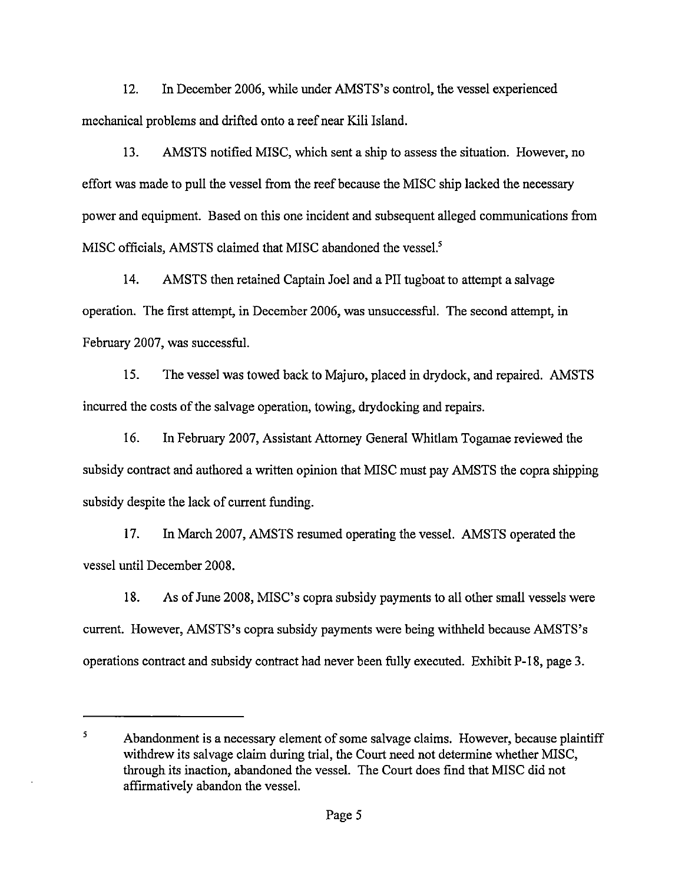12. In December 2006, while under AMSTS's control, the vessel experienced mechanical problems and drifted onto a reef near Kili Island.

13. AMSTS notified MISC, which sent a ship to assess the situation. However, no effort was made to pull the vessel from the reef because the MISC ship lacked the necessary power and equipment. Based on this one incident and subsequent alleged communications from MISC officials, AMSTS claimed that MISC abandoned the vessel.[5]

14. AMSTS then retained Captain Joel and a PII tugboat to attempt a salvage operation. The first attempt, in December 2006, was unsuccessful. The second attempt, in February 2007, was successful.

15. The vessel was towed back to Majuro, placed in drydock, and repaired. AMSTS incurred the costs of the salvage operation, towing, drydocking and repairs.

16. In February 2007, Assistant Attorney General Whitlam Togamae reviewed the subsidy contract and authored a written opinion that MISC must pay AMSTS the copra shipping subsidy despite the lack of current funding.

17. In March 2007, AMSTS resumed operating the vessel. AMSTS operated the vessel until December 2008.

18. As of June 2008, MISC's copra subsidy payments to all other small vessels were current. However, AMSTS's copra subsidy payments were being withheld because AMSTS's operations contract and subsidy contract had never been fully executed. Exhibit P-18, page 3.

---

[5] Abandonment is a necessary element of some salvage claims. However, because plaintiff withdrew its salvage claim during trial, the Court need not determine whether MISC, through its inaction, abandoned the vessel. The Court does find that MISC did not affirmatively abandon the vessel.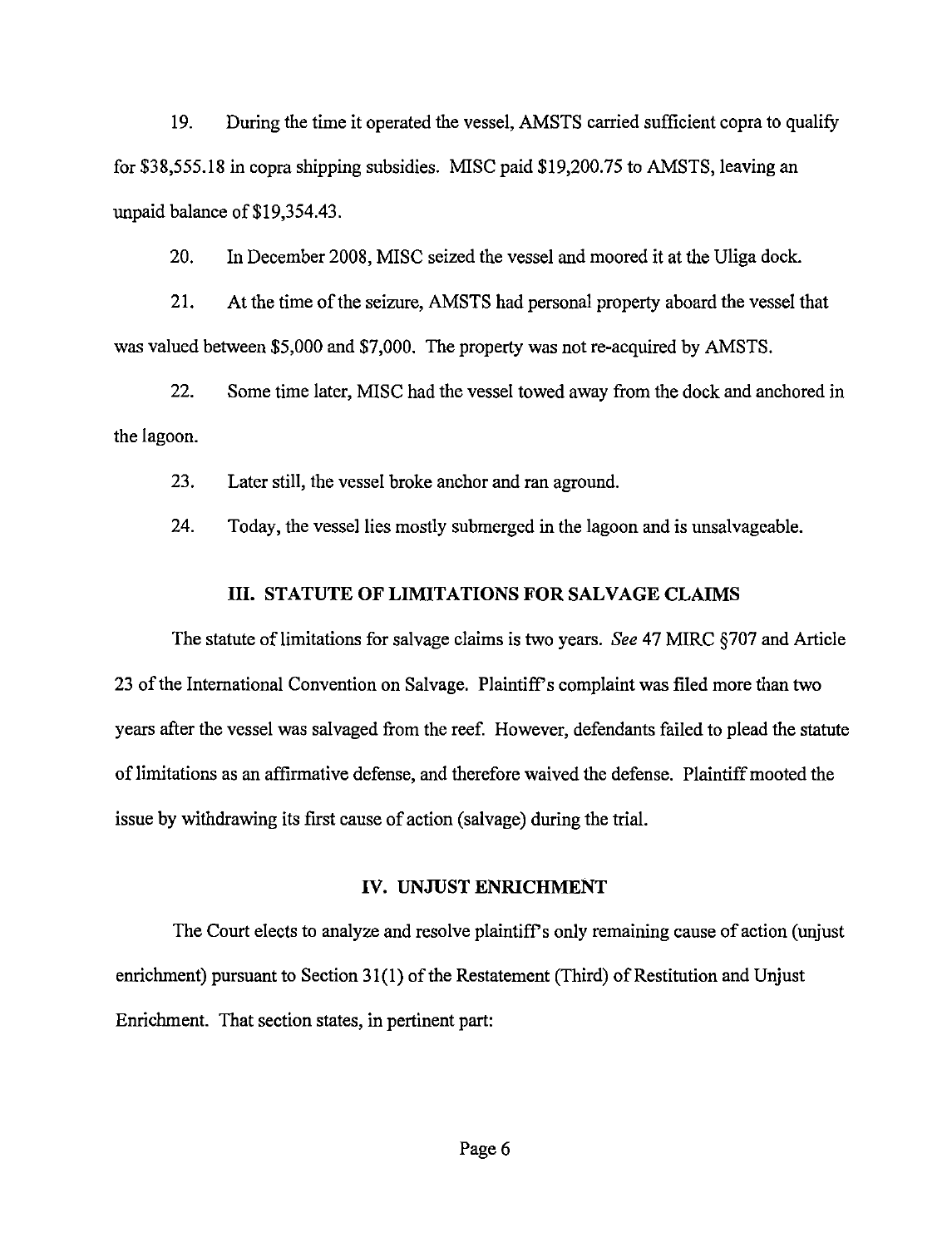19. During the time it operated the vessel, AMSTS carried sufficient copra to qualify for $38,555.18 in copra shipping subsidies. MISC paid $19,200.75 to AMSTS, leaving an unpaid balance of $19,354.43.

20. In December 2008, MISC seized the vessel and moored it at the Uliga dock.

21. At the time of the seizure, AMSTS had personal property aboard the vessel that was valued between $5,000 and $7,000. The property was not re-acquired by AMSTS.

22. Some time later, MISC had the vessel towed away from the dock and anchored in the lagoon.

23. Later still, the vessel broke anchor and ran aground.

24. Today, the vessel lies mostly submerged in the lagoon and is unsalvageable.

## III. STATUTE OF LIMITATIONS FOR SALVAGE CLAIMS

The statute of limitations for salvage claims is two years. *See* 47 MIRC §707 and Article 23 of the International Convention on Salvage. Plaintiff's complaint was filed more than two years after the vessel was salvaged from the reef. However, defendants failed to plead the statute of limitations as an affirmative defense, and therefore waived the defense. Plaintiff mooted the issue by withdrawing its first cause of action (salvage) during the trial.

## IV. UNJUST ENRICHMENT

The Court elects to analyze and resolve plaintiff's only remaining cause of action (unjust enrichment) pursuant to Section 31(1) of the Restatement (Third) of Restitution and Unjust Enrichment. That section states, in pertinent part: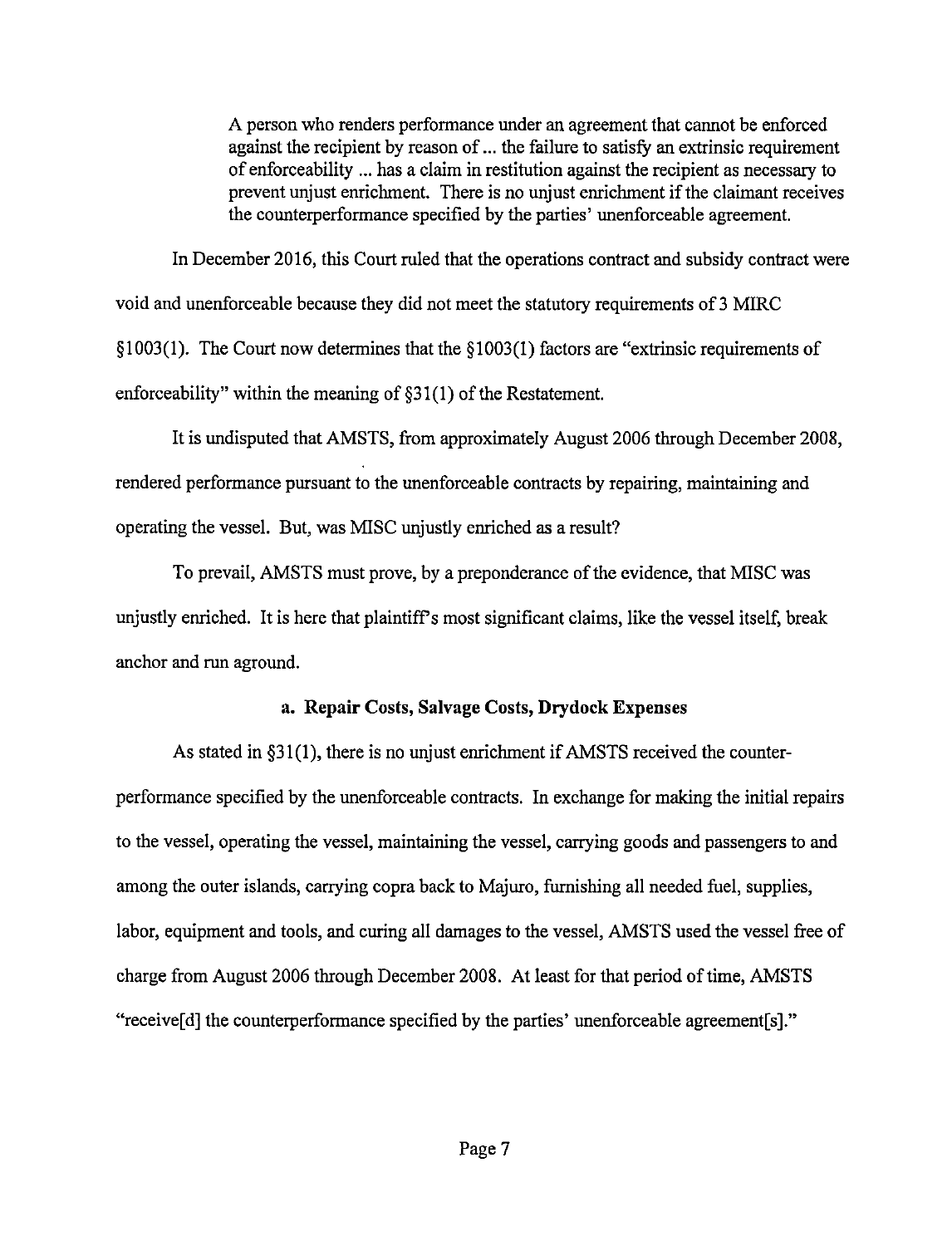> A person who renders performance under an agreement that cannot be enforced against the recipient by reason of ... the failure to satisfy an extrinsic requirement of enforceability ... has a claim in restitution against the recipient as necessary to prevent unjust enrichment. There is no unjust enrichment if the claimant receives the counterperformance specified by the parties' unenforceable agreement.

In December 2016, this Court ruled that the operations contract and subsidy contract were void and unenforceable because they did not meet the statutory requirements of 3 MIRC §1003(1). The Court now determines that the §1003(1) factors are "extrinsic requirements of enforceability" within the meaning of §31(1) of the Restatement.

It is undisputed that AMSTS, from approximately August 2006 through December 2008, rendered performance pursuant to the unenforceable contracts by repairing, maintaining and operating the vessel. But, was MISC unjustly enriched as a result?

To prevail, AMSTS must prove, by a preponderance of the evidence, that MISC was unjustly enriched. It is here that plaintiff's most significant claims, like the vessel itself, break anchor and run aground.

### a. Repair Costs, Salvage Costs, Drydock Expenses

As stated in §31(1), there is no unjust enrichment if AMSTS received the counter-performance specified by the unenforceable contracts. In exchange for making the initial repairs to the vessel, operating the vessel, maintaining the vessel, carrying goods and passengers to and among the outer islands, carrying copra back to Majuro, furnishing all needed fuel, supplies, labor, equipment and tools, and curing all damages to the vessel, AMSTS used the vessel free of charge from August 2006 through December 2008. At least for that period of time, AMSTS "receive[d] the counterperformance specified by the parties' unenforceable agreement[s]."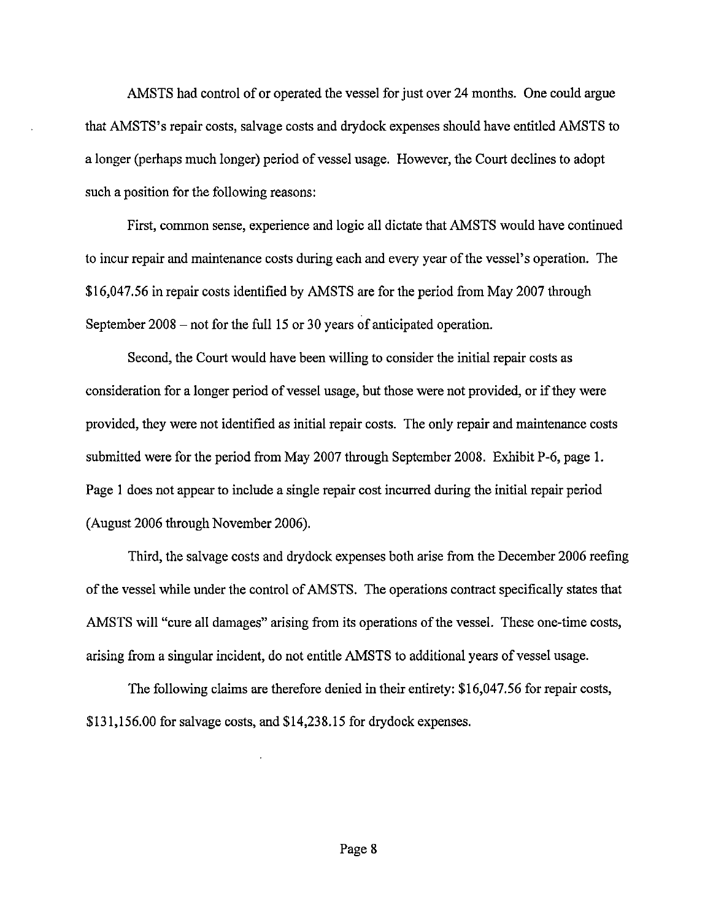AMSTS had control of or operated the vessel for just over 24 months. One could argue that AMSTS's repair costs, salvage costs and drydock expenses should have entitled AMSTS to a longer (perhaps much longer) period of vessel usage. However, the Court declines to adopt such a position for the following reasons:

First, common sense, experience and logic all dictate that AMSTS would have continued to incur repair and maintenance costs during each and every year of the vessel's operation. The $16,047.56 in repair costs identified by AMSTS are for the period from May 2007 through September 2008 – not for the full 15 or 30 years of anticipated operation.

Second, the Court would have been willing to consider the initial repair costs as consideration for a longer period of vessel usage, but those were not provided, or if they were provided, they were not identified as initial repair costs. The only repair and maintenance costs submitted were for the period from May 2007 through September 2008. Exhibit P-6, page 1. Page 1 does not appear to include a single repair cost incurred during the initial repair period (August 2006 through November 2006).

Third, the salvage costs and drydock expenses both arise from the December 2006 reefing of the vessel while under the control of AMSTS. The operations contract specifically states that AMSTS will "cure all damages" arising from its operations of the vessel. These one-time costs, arising from a singular incident, do not entitle AMSTS to additional years of vessel usage.

The following claims are therefore denied in their entirety: $16,047.56 for repair costs, $131,156.00 for salvage costs, and $14,238.15 for drydock expenses.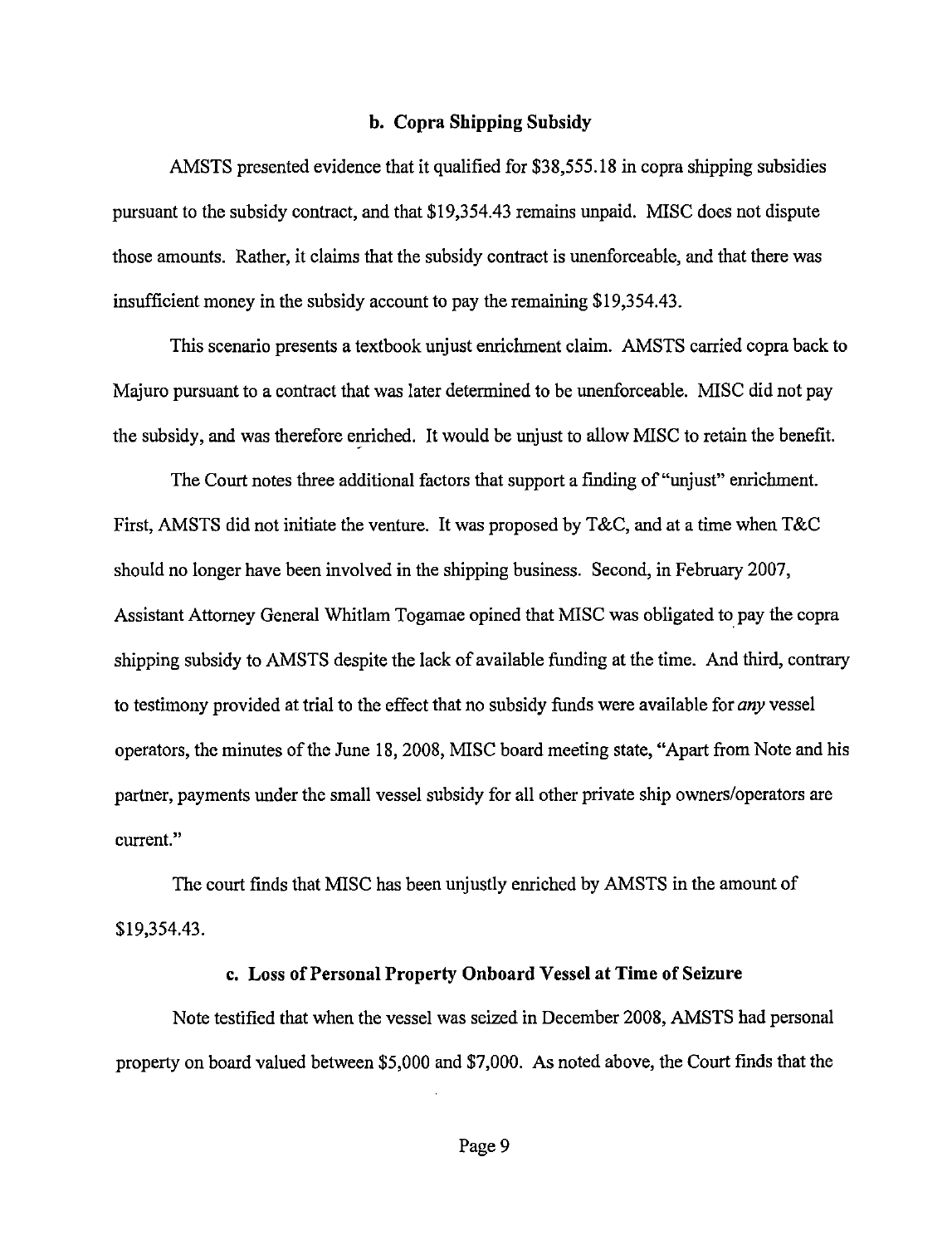### b. Copra Shipping Subsidy

AMSTS presented evidence that it qualified for $38,555.18 in copra shipping subsidies pursuant to the subsidy contract, and that $19,354.43 remains unpaid. MISC does not dispute those amounts. Rather, it claims that the subsidy contract is unenforceable, and that there was insufficient money in the subsidy account to pay the remaining $19,354.43.

This scenario presents a textbook unjust enrichment claim. AMSTS carried copra back to Majuro pursuant to a contract that was later determined to be unenforceable. MISC did not pay the subsidy, and was therefore enriched. It would be unjust to allow MISC to retain the benefit.

The Court notes three additional factors that support a finding of "unjust" enrichment. First, AMSTS did not initiate the venture. It was proposed by T&C, and at a time when T&C should no longer have been involved in the shipping business. Second, in February 2007, Assistant Attorney General Whitlam Togamae opined that MISC was obligated to pay the copra shipping subsidy to AMSTS despite the lack of available funding at the time. And third, contrary to testimony provided at trial to the effect that no subsidy funds were available for *any* vessel operators, the minutes of the June 18, 2008, MISC board meeting state, "Apart from Note and his partner, payments under the small vessel subsidy for all other private ship owners/operators are current."

The court finds that MISC has been unjustly enriched by AMSTS in the amount of $19,354.43.

### c. Loss of Personal Property Onboard Vessel at Time of Seizure

Note testified that when the vessel was seized in December 2008, AMSTS had personal property on board valued between $5,000 and $7,000. As noted above, the Court finds that the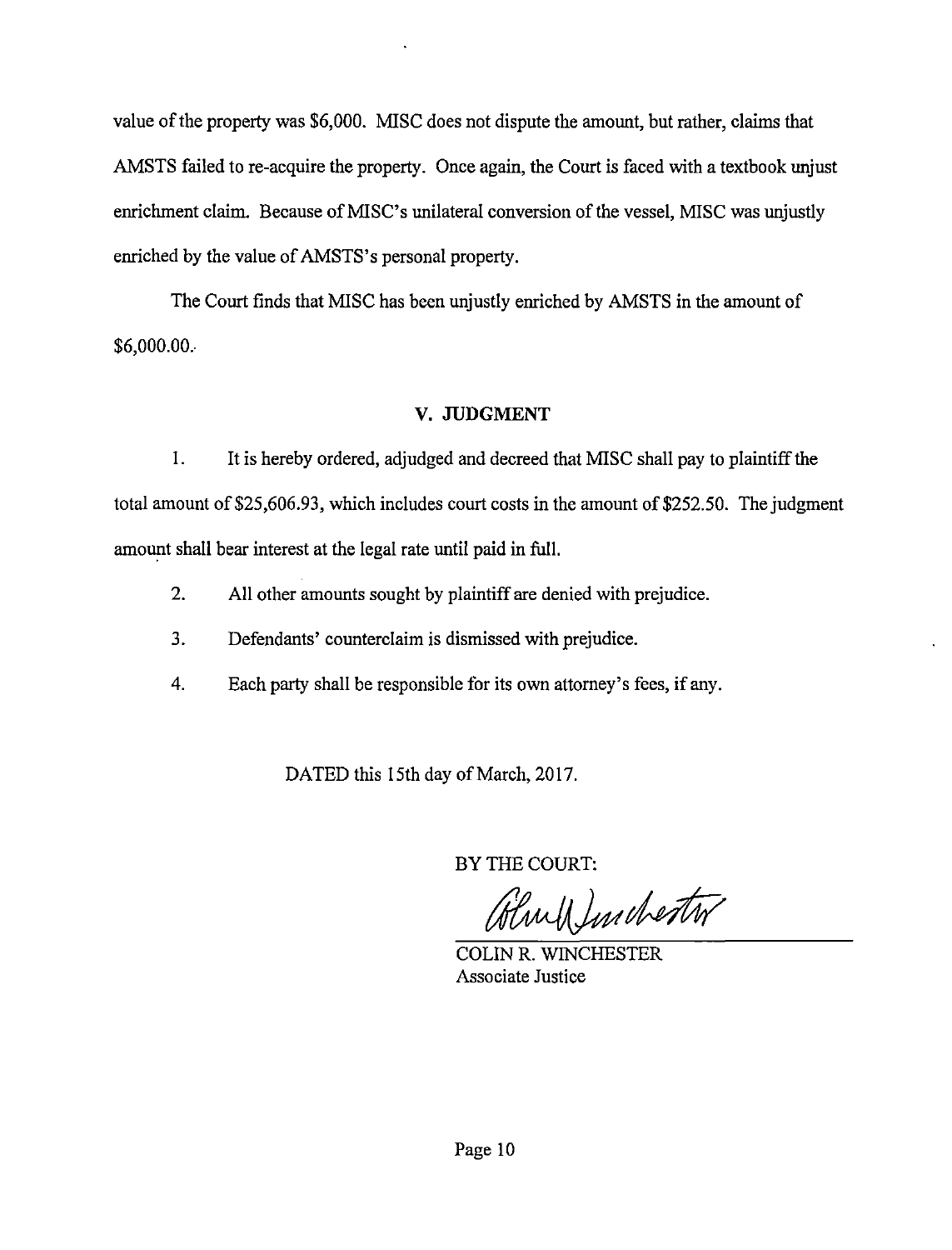value of the property was $6,000. MISC does not dispute the amount, but rather, claims that AMSTS failed to re-acquire the property. Once again, the Court is faced with a textbook unjust enrichment claim. Because of MISC's unilateral conversion of the vessel, MISC was unjustly enriched by the value of AMSTS's personal property.

The Court finds that MISC has been unjustly enriched by AMSTS in the amount of $6,000.00.

## V. JUDGMENT

1. It is hereby ordered, adjudged and decreed that MISC shall pay to plaintiff the total amount of $25,606.93, which includes court costs in the amount of $252.50. The judgment amount shall bear interest at the legal rate until paid in full.

2. All other amounts sought by plaintiff are denied with prejudice.

3. Defendants' counterclaim is dismissed with prejudice.

4. Each party shall be responsible for its own attorney's fees, if any.

DATED this 15th day of March, 2017.

BY THE COURT:

COLIN R. WINCHESTER
Associate Justice